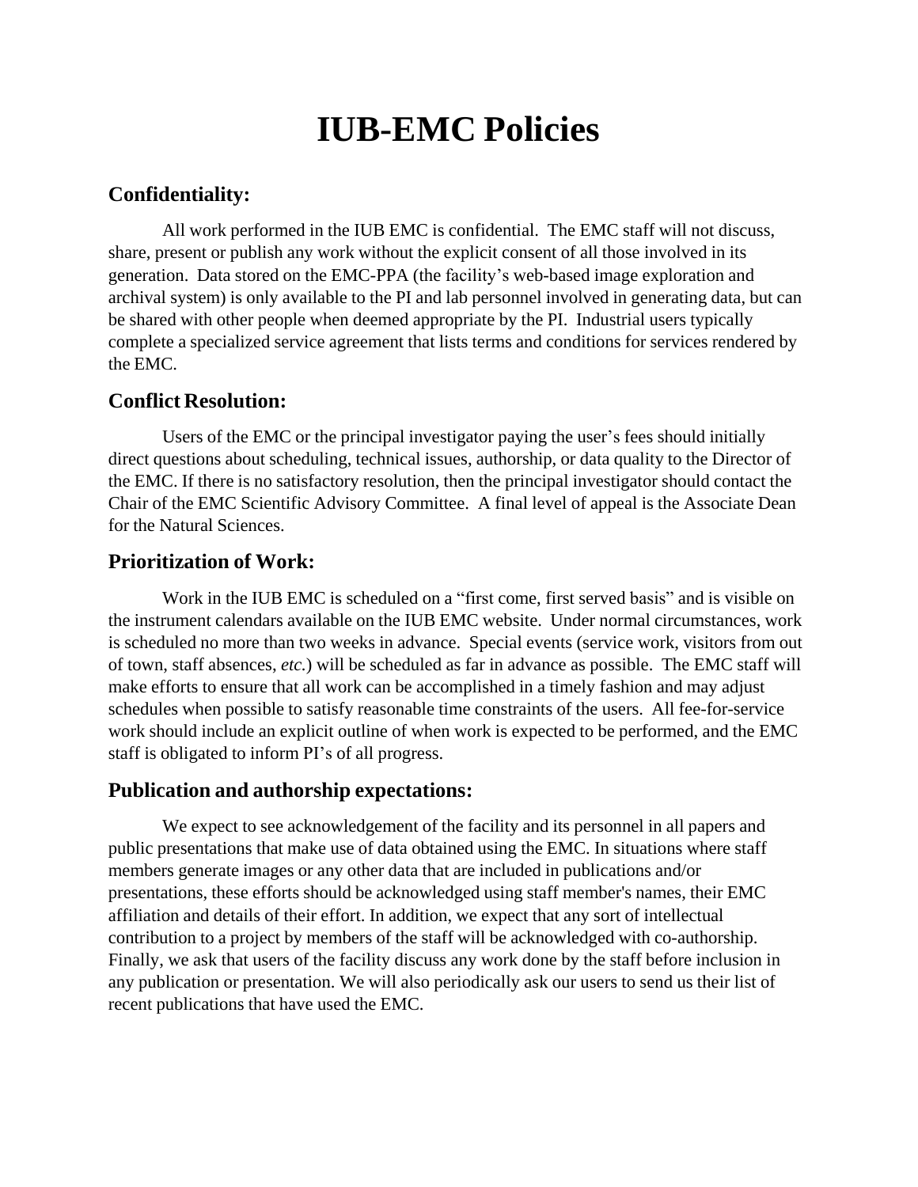# IUB-EMC Policies

## Confidentiality:

All work performed in the IUB EMC is confidential. The EMC staff will not discuss, share, present or publish any work without the explicit consent of all those involved in its generation. Data stored on the EMC-PPA (the facility's web-based image exploration and archival system) is only available to the PI and lab personnel involved in generating data, but can be shared with other people when deemed appropriate by the PI. Industrial users typically complete a specialized service agreement that lists terms and conditions for services rendered by the EMC.

## Conflict Resolution:

Users of the EMC or the principal investigator paying the user's fees should initially direct questions about scheduling, technical issues, authorship, or data quality to the Director of the EMC. If there is no satisfactory resolution, then the principal investigator should contact the Chair of the EMC Scientific Advisory Committee. A final level of appeal is the Associate Dean for the Natural Sciences.

## Prioritization of Work:

Work in the IUB EMC is scheduled on a "first come, first served basis" and is visible on the instrument calendars available on the IUB EMC website. Under normal circumstances, work is scheduled no more than two weeks in advance. Special events (service work, visitors from out of town, staff absences, *etc.*) will be scheduled as far in advance as possible. The EMC staff will make efforts to ensure that all work can be accomplished in a timely fashion and may adjust schedules when possible to satisfy reasonable time constraints of the users. All fee-for-service work should include an explicit outline of when work is expected to be performed, and the EMC staff is obligated to inform PI's of all progress.

## Publication and authorship expectations:

We expect to see acknowledgement of the facility and its personnel in all papers and public presentations that make use of data obtained using the EMC. In situations where staff members generate images or any other data that are included in publications and/or presentations, these efforts should be acknowledged using staff member's names, their EMC affiliation and details of their effort. In addition, we expect that any sort of intellectual contribution to a project by members of the staff will be acknowledged with co-authorship. Finally, we ask that users of the facility discuss any work done by the staff before inclusion in any publication or presentation. We will also periodically ask our users to send us their list of recent publications that have used the EMC.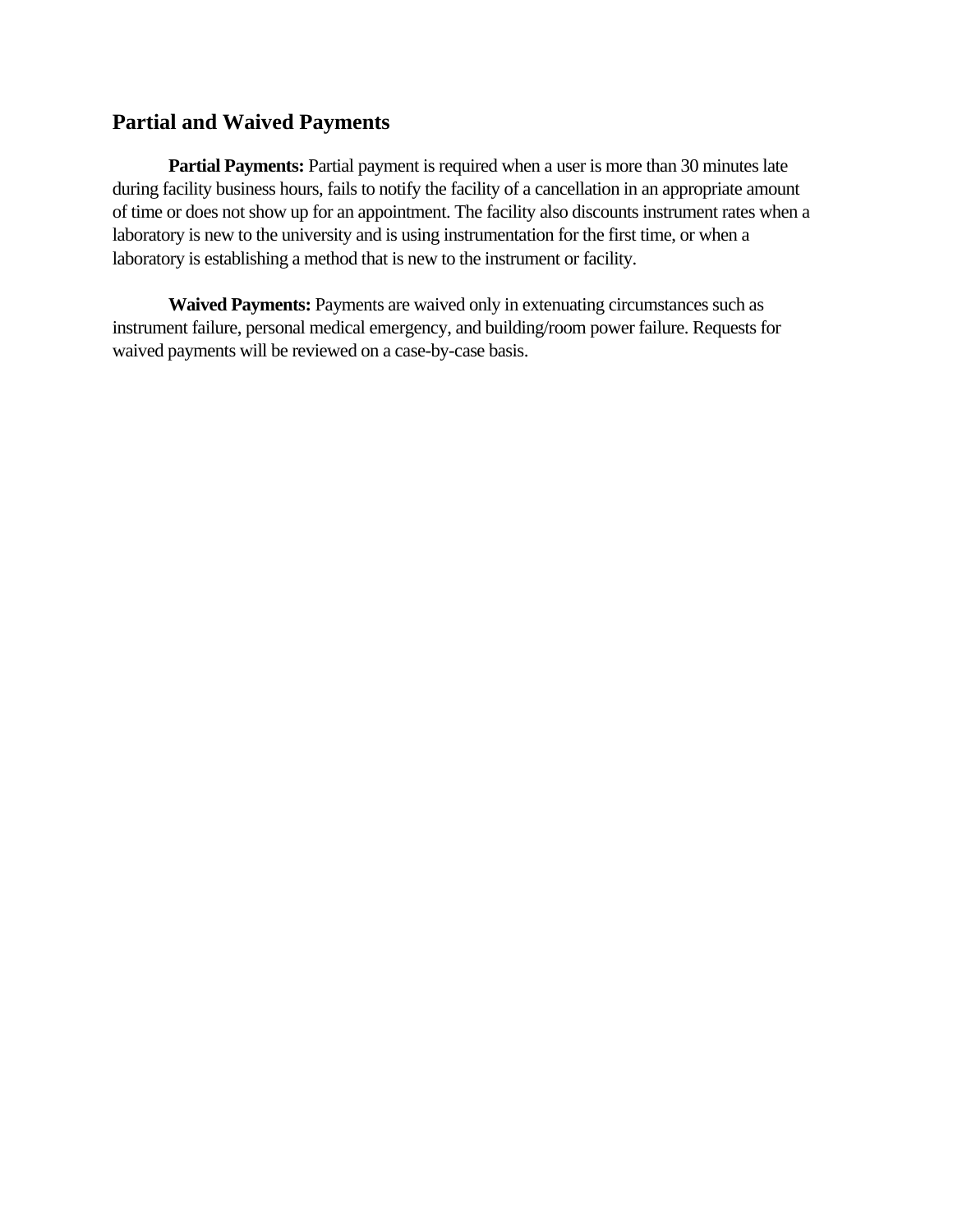## Partial and Waived Payments

**Partial Payments:** Partial payment is required when a user is more than 30 minutes late during facility business hours, fails to notify the facility of a cancellation in an appropriate amount of time or does not show up for an appointment. The facility also discounts instrument rates when a laboratory is new to the university and is using instrumentation for the first time, or when a laboratory is establishing a method that is new to the instrument or facility.

**Waived Payments:** Payments are waived only in extenuating circumstances such as instrument failure, personal medical emergency, and building/room power failure. Requests for waived payments will be reviewed on a case-by-case basis.